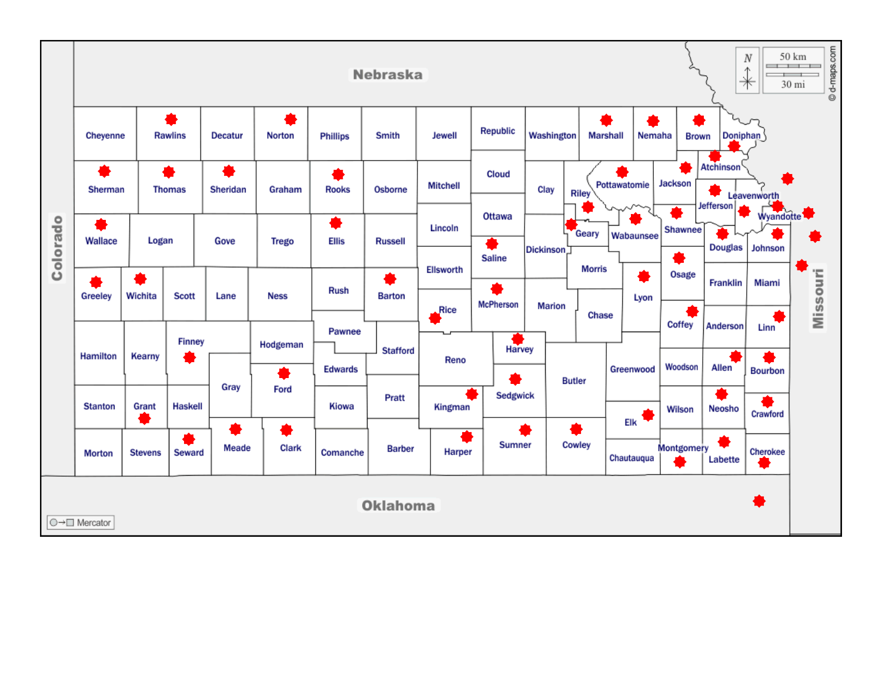Nebraska

Colorado

Missouri

Oklahoma

N

50 km

30 mi

© d-maps.com

Mercator

Cheyenne, Rawlins, Decatur, Norton, Phillips, Smith, Jewell, Republic, Washington, Marshall, Nemaha, Brown, Doniphan

Sherman, Thomas, Sheridan, Graham, Rooks, Osborne, Mitchell, Cloud, Clay, Riley, Pottawatomie, Jackson, Atchison

Wallace, Logan, Gove, Trego, Ellis, Russell, Lincoln, Ottawa, Geary, Wabaunsee, Shawnee, Jefferson, Leavenworth, Wyandotte

Greeley, Wichita, Scott, Lane, Ness, Rush, Barton, Ellsworth, Saline, Dickinson, Morris, Douglas, Johnson

Pawnee, Rice, McPherson, Marion, Chase, Lyon, Osage, Franklin, Miami

Hamilton, Kearny, Finney, Hodgeman, Stafford, Reno, Harvey, Coffey, Anderson, Linn

Edwards, Gray, Ford, Butler, Greenwood, Woodson, Allen, Bourbon

Stanton, Grant, Haskell, Kiowa, Pratt, Kingman, Sedgwick, Elk, Wilson, Neosho, Crawford

Morton, Stevens, Seward, Meade, Clark, Comanche, Barber, Harper, Sumner, Cowley, Chautauqua, Montgomery, Labette, Cherokee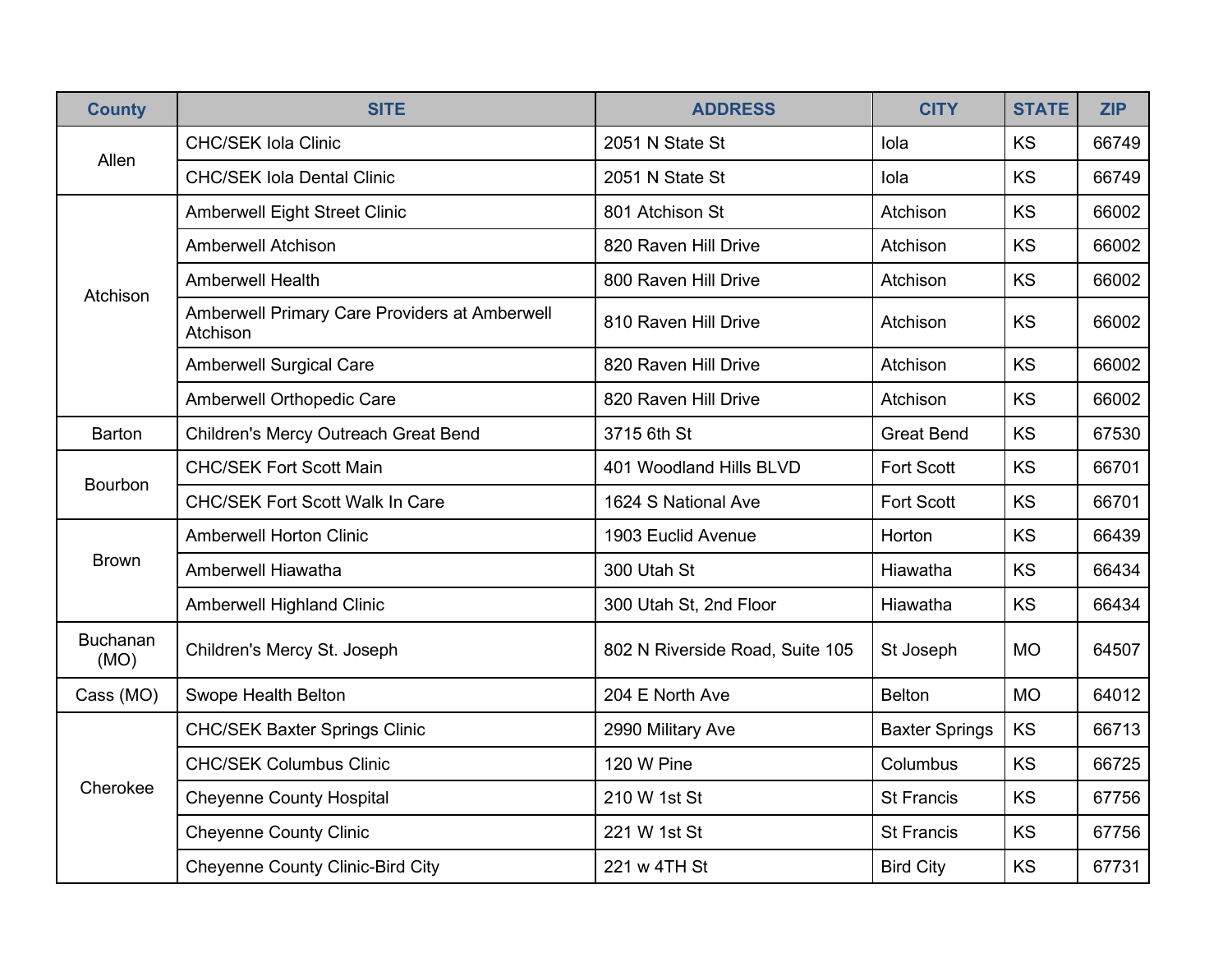| County | SITE | ADDRESS | CITY | STATE | ZIP |
|---|---|---|---|---|---|
| Allen | CHC/SEK Iola Clinic | 2051 N State St | Iola | KS | 66749 |
| | CHC/SEK Iola Dental Clinic | 2051 N State St | Iola | KS | 66749 |
| Atchison | Amberwell Eight Street Clinic | 801 Atchison St | Atchison | KS | 66002 |
| | Amberwell Atchison | 820 Raven Hill Drive | Atchison | KS | 66002 |
| | Amberwell Health | 800 Raven Hill Drive | Atchison | KS | 66002 |
| | Amberwell Primary Care Providers at Amberwell Atchison | 810 Raven Hill Drive | Atchison | KS | 66002 |
| | Amberwell Surgical Care | 820 Raven Hill Drive | Atchison | KS | 66002 |
| | Amberwell Orthopedic Care | 820 Raven Hill Drive | Atchison | KS | 66002 |
| Barton | Children's Mercy Outreach Great Bend | 3715 6th St | Great Bend | KS | 67530 |
| Bourbon | CHC/SEK Fort Scott Main | 401 Woodland Hills BLVD | Fort Scott | KS | 66701 |
| | CHC/SEK Fort Scott Walk In Care | 1624 S National Ave | Fort Scott | KS | 66701 |
| Brown | Amberwell Horton Clinic | 1903 Euclid Avenue | Horton | KS | 66439 |
| | Amberwell Hiawatha | 300 Utah St | Hiawatha | KS | 66434 |
| | Amberwell Highland Clinic | 300 Utah St, 2nd Floor | Hiawatha | KS | 66434 |
| Buchanan (MO) | Children's Mercy St. Joseph | 802 N Riverside Road, Suite 105 | St Joseph | MO | 64507 |
| Cass (MO) | Swope Health Belton | 204 E North Ave | Belton | MO | 64012 |
| Cherokee | CHC/SEK Baxter Springs Clinic | 2990 Military Ave | Baxter Springs | KS | 66713 |
| | CHC/SEK Columbus Clinic | 120 W Pine | Columbus | KS | 66725 |
| | Cheyenne County Hospital | 210 W 1st St | St Francis | KS | 67756 |
| | Cheyenne County Clinic | 221 W 1st St | St Francis | KS | 67756 |
| | Cheyenne County Clinic-Bird City | 221 w 4TH St | Bird City | KS | 67731 |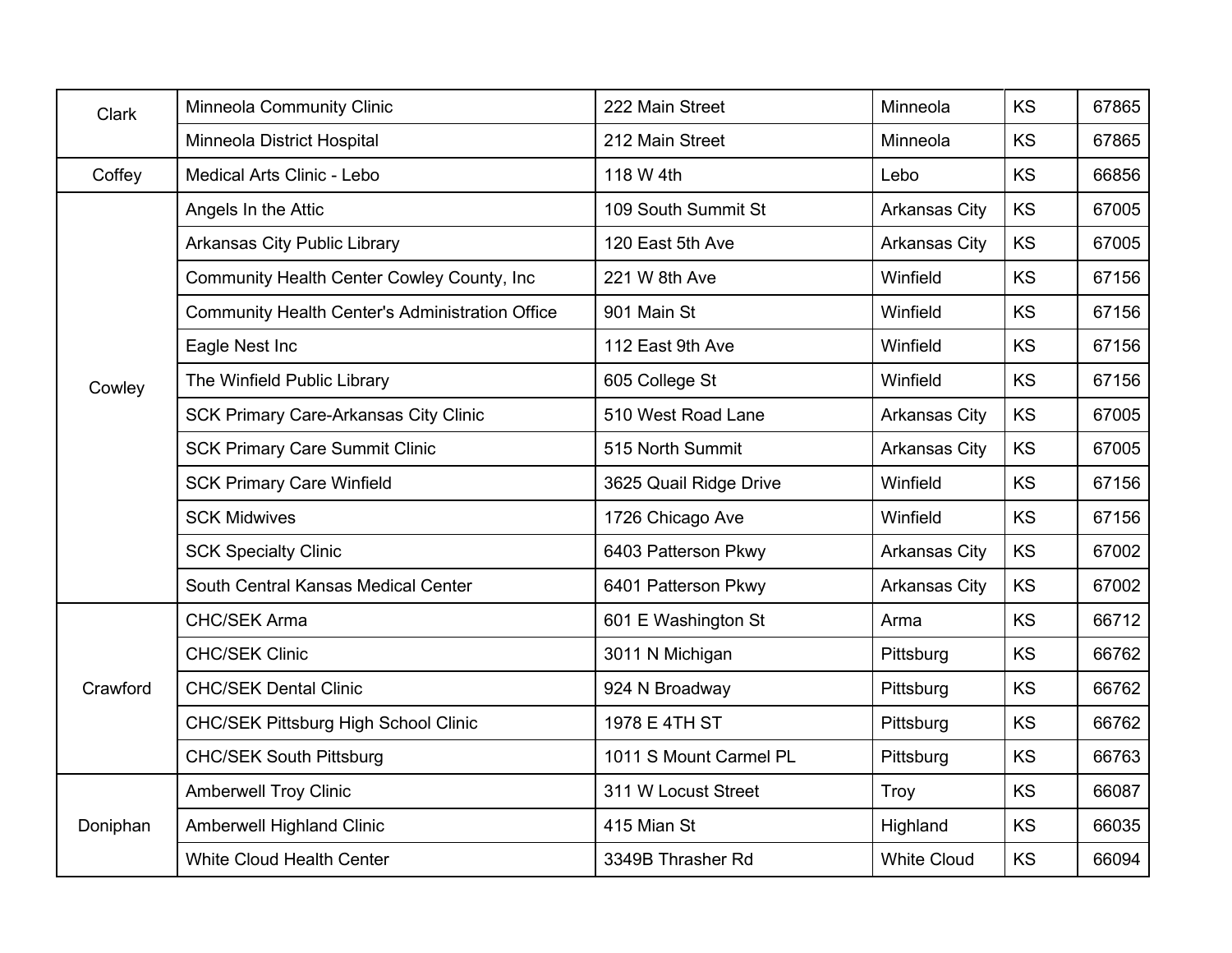| | | | | | |
|---|---|---|---|---|---|
| Clark | Minneola Community Clinic | 222 Main Street | Minneola | KS | 67865 |
| | Minneola District Hospital | 212 Main Street | Minneola | KS | 67865 |
| Coffey | Medical Arts Clinic - Lebo | 118 W 4th | Lebo | KS | 66856 |
| Cowley | Angels In the Attic | 109 South Summit St | Arkansas City | KS | 67005 |
| | Arkansas City Public Library | 120 East 5th Ave | Arkansas City | KS | 67005 |
| | Community Health Center Cowley County, Inc | 221 W 8th Ave | Winfield | KS | 67156 |
| | Community Health Center's Administration Office | 901 Main St | Winfield | KS | 67156 |
| | Eagle Nest Inc | 112 East 9th Ave | Winfield | KS | 67156 |
| | The Winfield Public Library | 605 College St | Winfield | KS | 67156 |
| | SCK Primary Care-Arkansas City Clinic | 510 West Road Lane | Arkansas City | KS | 67005 |
| | SCK Primary Care Summit Clinic | 515 North Summit | Arkansas City | KS | 67005 |
| | SCK Primary Care Winfield | 3625 Quail Ridge Drive | Winfield | KS | 67156 |
| | SCK Midwives | 1726 Chicago Ave | Winfield | KS | 67156 |
| | SCK Specialty Clinic | 6403 Patterson Pkwy | Arkansas City | KS | 67002 |
| | South Central Kansas Medical Center | 6401 Patterson Pkwy | Arkansas City | KS | 67002 |
| Crawford | CHC/SEK Arma | 601 E Washington St | Arma | KS | 66712 |
| | CHC/SEK Clinic | 3011 N Michigan | Pittsburg | KS | 66762 |
| | CHC/SEK Dental Clinic | 924 N Broadway | Pittsburg | KS | 66762 |
| | CHC/SEK Pittsburg High School Clinic | 1978 E 4TH ST | Pittsburg | KS | 66762 |
| | CHC/SEK South Pittsburg | 1011 S Mount Carmel PL | Pittsburg | KS | 66763 |
| Doniphan | Amberwell Troy Clinic | 311 W Locust Street | Troy | KS | 66087 |
| | Amberwell Highland Clinic | 415 Mian St | Highland | KS | 66035 |
| | White Cloud Health Center | 3349B Thrasher Rd | White Cloud | KS | 66094 |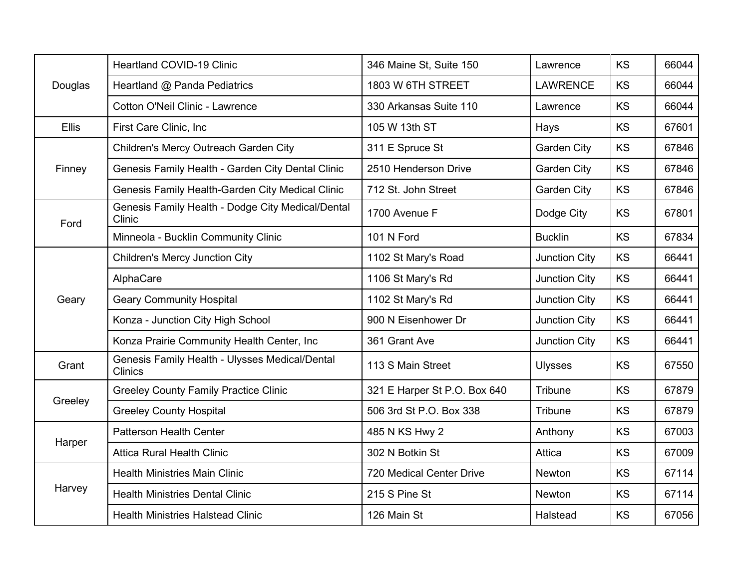| | | | | | |
|---|---|---|---|---|---|
| Douglas | Heartland COVID-19 Clinic | 346 Maine St, Suite 150 | Lawrence | KS | 66044 |
| | Heartland @ Panda Pediatrics | 1803 W 6TH STREET | LAWRENCE | KS | 66044 |
| | Cotton O'Neil Clinic - Lawrence | 330 Arkansas Suite 110 | Lawrence | KS | 66044 |
| Ellis | First Care Clinic, Inc | 105 W 13th ST | Hays | KS | 67601 |
| Finney | Children's Mercy Outreach Garden City | 311 E Spruce St | Garden City | KS | 67846 |
| | Genesis Family Health - Garden City Dental Clinic | 2510 Henderson Drive | Garden City | KS | 67846 |
| | Genesis Family Health-Garden City Medical Clinic | 712 St. John Street | Garden City | KS | 67846 |
| Ford | Genesis Family Health - Dodge City Medical/Dental Clinic | 1700 Avenue F | Dodge City | KS | 67801 |
| | Minneola - Bucklin Community Clinic | 101 N Ford | Bucklin | KS | 67834 |
| Geary | Children's Mercy Junction City | 1102 St Mary's Road | Junction City | KS | 66441 |
| | AlphaCare | 1106 St Mary's Rd | Junction City | KS | 66441 |
| | Geary Community Hospital | 1102 St Mary's Rd | Junction City | KS | 66441 |
| | Konza - Junction City High School | 900 N Eisenhower Dr | Junction City | KS | 66441 |
| | Konza Prairie Community Health Center, Inc | 361 Grant Ave | Junction City | KS | 66441 |
| Grant | Genesis Family Health - Ulysses Medical/Dental Clinics | 113 S Main Street | Ulysses | KS | 67550 |
| Greeley | Greeley County Family Practice Clinic | 321 E Harper St P.O. Box 640 | Tribune | KS | 67879 |
| | Greeley County Hospital | 506 3rd St P.O. Box 338 | Tribune | KS | 67879 |
| Harper | Patterson Health Center | 485 N KS Hwy 2 | Anthony | KS | 67003 |
| | Attica Rural Health Clinic | 302 N Botkin St | Attica | KS | 67009 |
| Harvey | Health Ministries Main Clinic | 720 Medical Center Drive | Newton | KS | 67114 |
| | Health Ministries Dental Clinic | 215 S Pine St | Newton | KS | 67114 |
| | Health Ministries Halstead Clinic | 126 Main St | Halstead | KS | 67056 |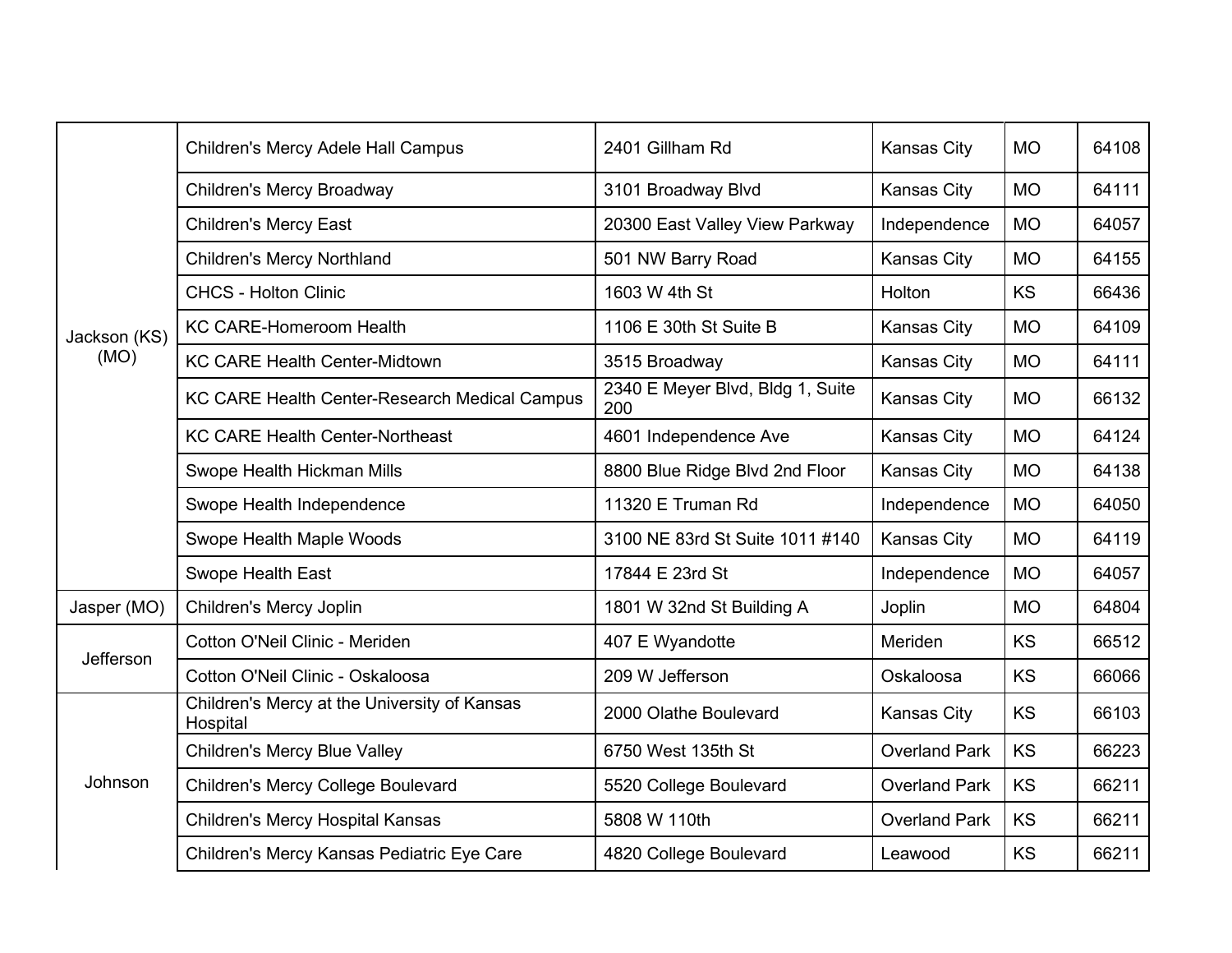| | | | | | |
|---|---|---|---|---|---|
| Jackson (KS) (MO) | Children's Mercy Adele Hall Campus | 2401 Gillham Rd | Kansas City | MO | 64108 |
| | Children's Mercy Broadway | 3101 Broadway Blvd | Kansas City | MO | 64111 |
| | Children's Mercy East | 20300 East Valley View Parkway | Independence | MO | 64057 |
| | Children's Mercy Northland | 501 NW Barry Road | Kansas City | MO | 64155 |
| | CHCS - Holton Clinic | 1603 W 4th St | Holton | KS | 66436 |
| | KC CARE-Homeroom Health | 1106 E 30th St Suite B | Kansas City | MO | 64109 |
| | KC CARE Health Center-Midtown | 3515 Broadway | Kansas City | MO | 64111 |
| | KC CARE Health Center-Research Medical Campus | 2340 E Meyer Blvd, Bldg 1, Suite 200 | Kansas City | MO | 66132 |
| | KC CARE Health Center-Northeast | 4601 Independence Ave | Kansas City | MO | 64124 |
| | Swope Health Hickman Mills | 8800 Blue Ridge Blvd 2nd Floor | Kansas City | MO | 64138 |
| | Swope Health Independence | 11320 E Truman Rd | Independence | MO | 64050 |
| | Swope Health Maple Woods | 3100 NE 83rd St Suite 1011 #140 | Kansas City | MO | 64119 |
| | Swope Health East | 17844 E 23rd St | Independence | MO | 64057 |
| Jasper (MO) | Children's Mercy Joplin | 1801 W 32nd St Building A | Joplin | MO | 64804 |
| Jefferson | Cotton O'Neil Clinic - Meriden | 407 E Wyandotte | Meriden | KS | 66512 |
| | Cotton O'Neil Clinic - Oskaloosa | 209 W Jefferson | Oskaloosa | KS | 66066 |
| Johnson | Children's Mercy at the University of Kansas Hospital | 2000 Olathe Boulevard | Kansas City | KS | 66103 |
| | Children's Mercy Blue Valley | 6750 West 135th St | Overland Park | KS | 66223 |
| | Children's Mercy College Boulevard | 5520 College Boulevard | Overland Park | KS | 66211 |
| | Children's Mercy Hospital Kansas | 5808 W 110th | Overland Park | KS | 66211 |
| | Children's Mercy Kansas Pediatric Eye Care | 4820 College Boulevard | Leawood | KS | 66211 |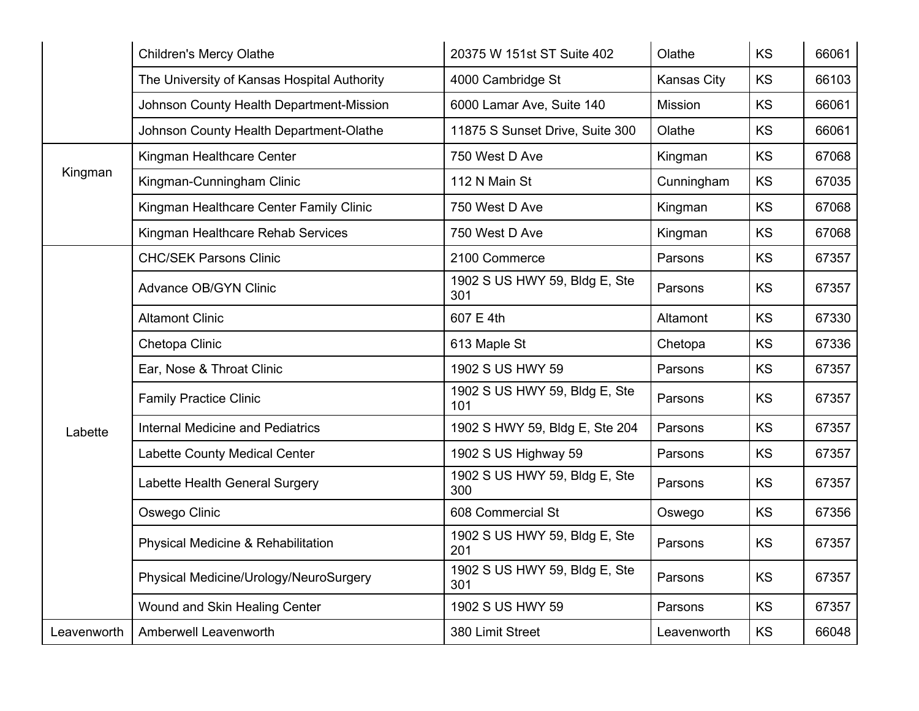| | | | | | |
|---|---|---|---|---|---|
| | Children's Mercy Olathe | 20375 W 151st ST Suite 402 | Olathe | KS | 66061 |
| | The University of Kansas Hospital Authority | 4000 Cambridge St | Kansas City | KS | 66103 |
| | Johnson County Health Department-Mission | 6000 Lamar Ave, Suite 140 | Mission | KS | 66061 |
| | Johnson County Health Department-Olathe | 11875 S Sunset Drive, Suite 300 | Olathe | KS | 66061 |
| Kingman | Kingman Healthcare Center | 750 West D Ave | Kingman | KS | 67068 |
| | Kingman-Cunningham Clinic | 112 N Main St | Cunningham | KS | 67035 |
| | Kingman Healthcare Center Family Clinic | 750 West D Ave | Kingman | KS | 67068 |
| | Kingman Healthcare Rehab Services | 750 West D Ave | Kingman | KS | 67068 |
| Labette | CHC/SEK Parsons Clinic | 2100 Commerce | Parsons | KS | 67357 |
| | Advance OB/GYN Clinic | 1902 S US HWY 59, Bldg E, Ste 301 | Parsons | KS | 67357 |
| | Altamont Clinic | 607 E 4th | Altamont | KS | 67330 |
| | Chetopa Clinic | 613 Maple St | Chetopa | KS | 67336 |
| | Ear, Nose & Throat Clinic | 1902 S US HWY 59 | Parsons | KS | 67357 |
| | Family Practice Clinic | 1902 S US HWY 59, Bldg E, Ste 101 | Parsons | KS | 67357 |
| | Internal Medicine and Pediatrics | 1902 S HWY 59, Bldg E, Ste 204 | Parsons | KS | 67357 |
| | Labette County Medical Center | 1902 S US Highway 59 | Parsons | KS | 67357 |
| | Labette Health General Surgery | 1902 S US HWY 59, Bldg E, Ste 300 | Parsons | KS | 67357 |
| | Oswego Clinic | 608 Commercial St | Oswego | KS | 67356 |
| | Physical Medicine & Rehabilitation | 1902 S US HWY 59, Bldg E, Ste 201 | Parsons | KS | 67357 |
| | Physical Medicine/Urology/NeuroSurgery | 1902 S US HWY 59, Bldg E, Ste 301 | Parsons | KS | 67357 |
| | Wound and Skin Healing Center | 1902 S US HWY 59 | Parsons | KS | 67357 |
| Leavenworth | Amberwell Leavenworth | 380 Limit Street | Leavenworth | KS | 66048 |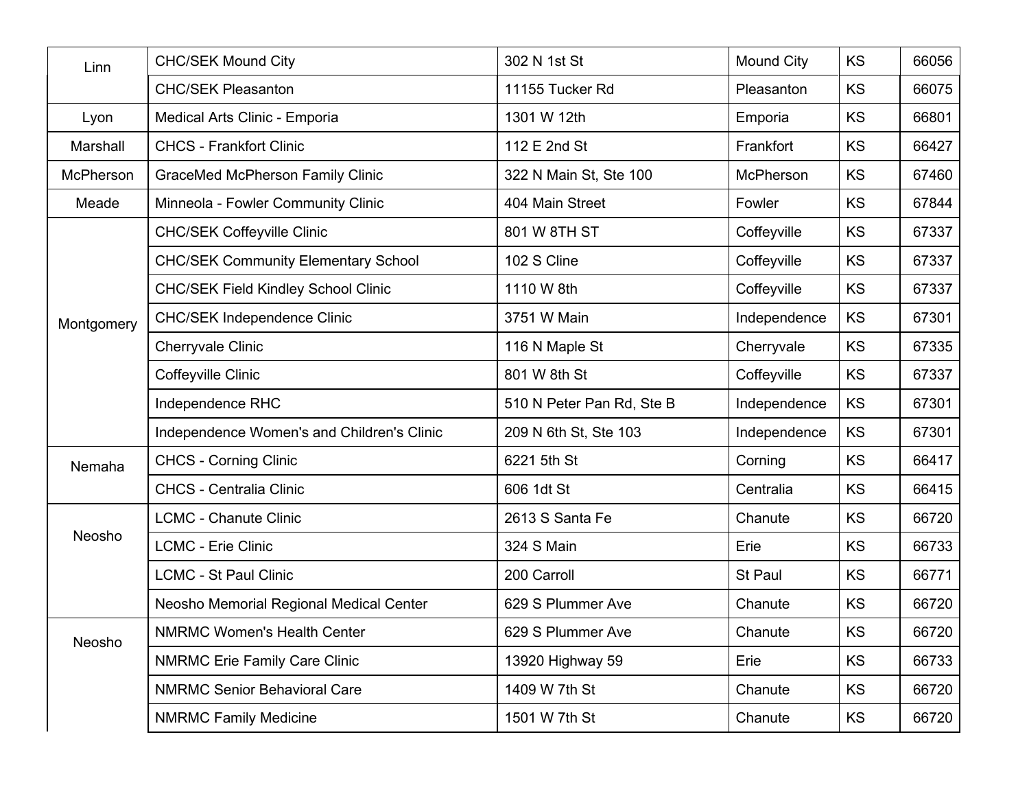| | | | | | |
|---|---|---|---|---|---|
| Linn | CHC/SEK Mound City | 302 N 1st St | Mound City | KS | 66056 |
| | CHC/SEK Pleasanton | 11155 Tucker Rd | Pleasanton | KS | 66075 |
| Lyon | Medical Arts Clinic - Emporia | 1301 W 12th | Emporia | KS | 66801 |
| Marshall | CHCS - Frankfort Clinic | 112 E 2nd St | Frankfort | KS | 66427 |
| McPherson | GraceMed McPherson Family Clinic | 322 N Main St, Ste 100 | McPherson | KS | 67460 |
| Meade | Minneola - Fowler Community Clinic | 404 Main Street | Fowler | KS | 67844 |
| Montgomery | CHC/SEK Coffeyville Clinic | 801 W 8TH ST | Coffeyville | KS | 67337 |
| | CHC/SEK Community Elementary School | 102 S Cline | Coffeyville | KS | 67337 |
| | CHC/SEK Field Kindley School Clinic | 1110 W 8th | Coffeyville | KS | 67337 |
| | CHC/SEK Independence Clinic | 3751 W Main | Independence | KS | 67301 |
| | Cherryvale Clinic | 116 N Maple St | Cherryvale | KS | 67335 |
| | Coffeyville Clinic | 801 W 8th St | Coffeyville | KS | 67337 |
| | Independence RHC | 510 N Peter Pan Rd, Ste B | Independence | KS | 67301 |
| | Independence Women's and Children's Clinic | 209 N 6th St, Ste 103 | Independence | KS | 67301 |
| Nemaha | CHCS - Corning Clinic | 6221 5th St | Corning | KS | 66417 |
| | CHCS - Centralia Clinic | 606 1dt St | Centralia | KS | 66415 |
| Neosho | LCMC - Chanute Clinic | 2613 S Santa Fe | Chanute | KS | 66720 |
| | LCMC - Erie Clinic | 324 S Main | Erie | KS | 66733 |
| | LCMC - St Paul Clinic | 200 Carroll | St Paul | KS | 66771 |
| | Neosho Memorial Regional Medical Center | 629 S Plummer Ave | Chanute | KS | 66720 |
| Neosho | NMRMC Women's Health Center | 629 S Plummer Ave | Chanute | KS | 66720 |
| | NMRMC Erie Family Care Clinic | 13920 Highway 59 | Erie | KS | 66733 |
| | NMRMC Senior Behavioral Care | 1409 W 7th St | Chanute | KS | 66720 |
| | NMRMC Family Medicine | 1501 W 7th St | Chanute | KS | 66720 |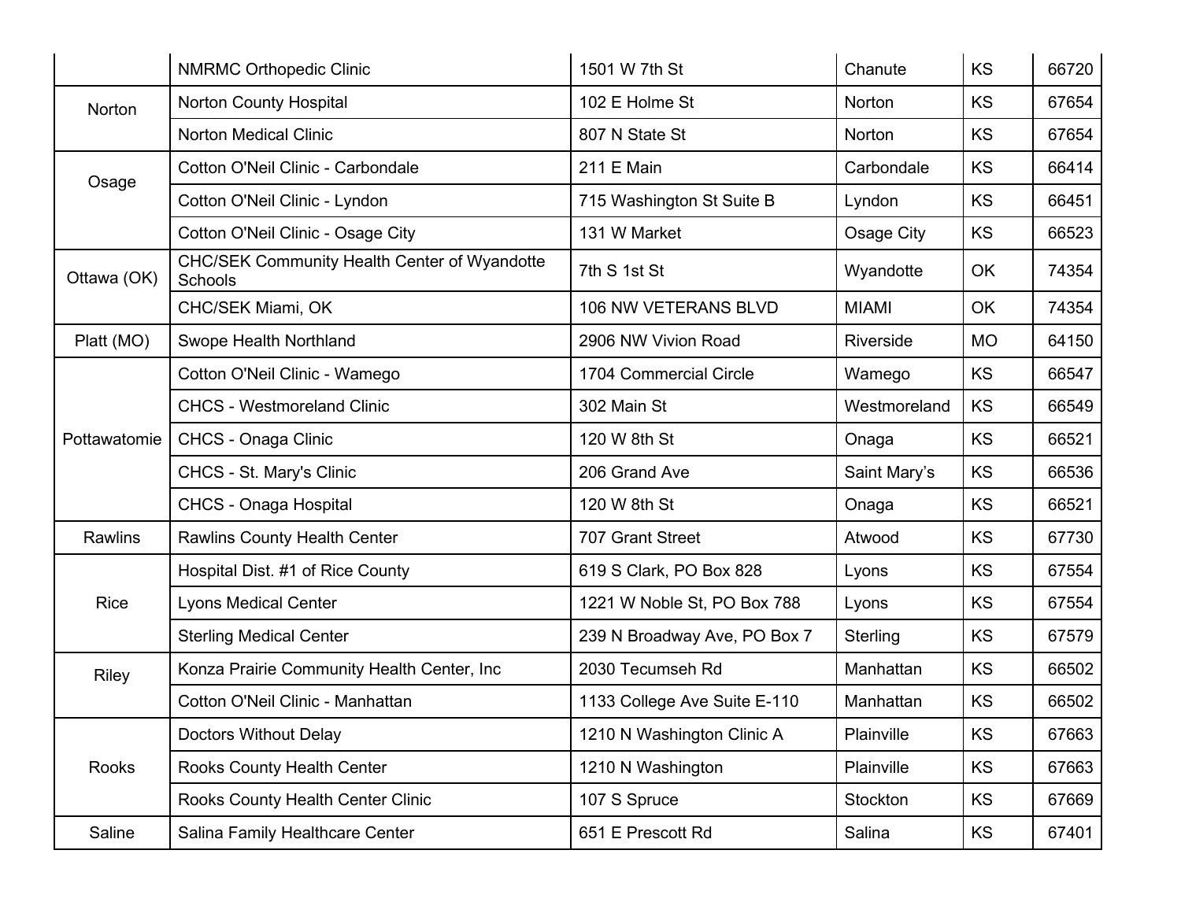| | | | | | |
|---|---|---|---|---|---|
| | NMRMC Orthopedic Clinic | 1501 W 7th St | Chanute | KS | 66720 |
| Norton | Norton County Hospital | 102 E Holme St | Norton | KS | 67654 |
| | Norton Medical Clinic | 807 N State St | Norton | KS | 67654 |
| Osage | Cotton O'Neil Clinic - Carbondale | 211 E Main | Carbondale | KS | 66414 |
| | Cotton O'Neil Clinic - Lyndon | 715 Washington St Suite B | Lyndon | KS | 66451 |
| | Cotton O'Neil Clinic - Osage City | 131 W Market | Osage City | KS | 66523 |
| Ottawa (OK) | CHC/SEK Community Health Center of Wyandotte Schools | 7th S 1st St | Wyandotte | OK | 74354 |
| | CHC/SEK Miami, OK | 106 NW VETERANS BLVD | MIAMI | OK | 74354 |
| Platt (MO) | Swope Health Northland | 2906 NW Vivion Road | Riverside | MO | 64150 |
| Pottawatomie | Cotton O'Neil Clinic - Wamego | 1704 Commercial Circle | Wamego | KS | 66547 |
| | CHCS - Westmoreland Clinic | 302 Main St | Westmoreland | KS | 66549 |
| | CHCS - Onaga Clinic | 120 W 8th St | Onaga | KS | 66521 |
| | CHCS - St. Mary's Clinic | 206 Grand Ave | Saint Mary’s | KS | 66536 |
| | CHCS - Onaga Hospital | 120 W 8th St | Onaga | KS | 66521 |
| Rawlins | Rawlins County Health Center | 707 Grant Street | Atwood | KS | 67730 |
| Rice | Hospital Dist. #1 of Rice County | 619 S Clark, PO Box 828 | Lyons | KS | 67554 |
| | Lyons Medical Center | 1221 W Noble St, PO Box 788 | Lyons | KS | 67554 |
| | Sterling Medical Center | 239 N Broadway Ave, PO Box 7 | Sterling | KS | 67579 |
| Riley | Konza Prairie Community Health Center, Inc | 2030 Tecumseh Rd | Manhattan | KS | 66502 |
| | Cotton O'Neil Clinic - Manhattan | 1133 College Ave Suite E-110 | Manhattan | KS | 66502 |
| Rooks | Doctors Without Delay | 1210 N Washington Clinic A | Plainville | KS | 67663 |
| | Rooks County Health Center | 1210 N Washington | Plainville | KS | 67663 |
| | Rooks County Health Center Clinic | 107 S Spruce | Stockton | KS | 67669 |
| Saline | Salina Family Healthcare Center | 651 E Prescott Rd | Salina | KS | 67401 |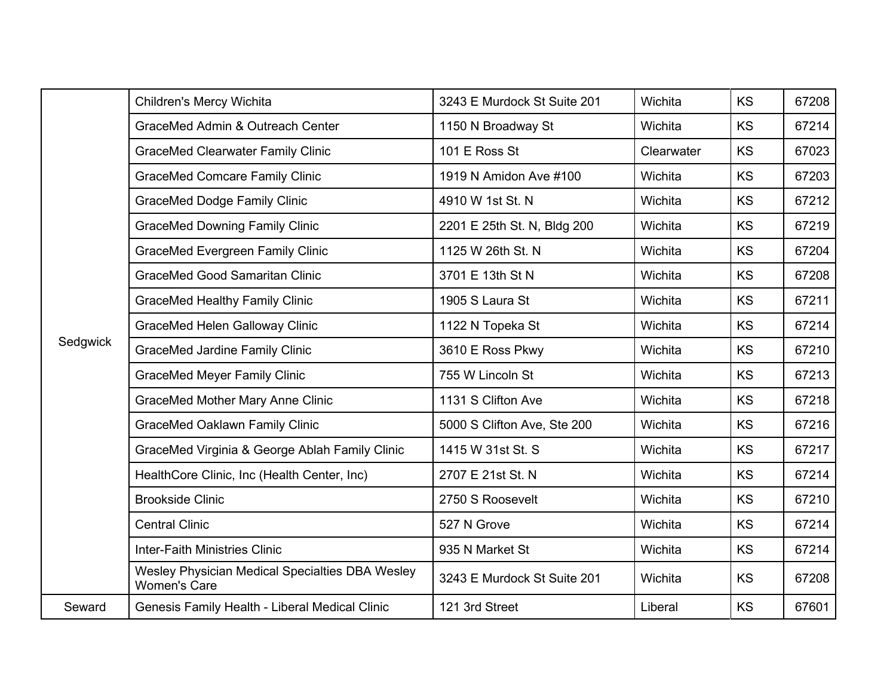| | | | | | |
|---|---|---|---|---|---|
| Sedgwick | Children's Mercy Wichita | 3243 E Murdock St Suite 201 | Wichita | KS | 67208 |
| | GraceMed Admin & Outreach Center | 1150 N Broadway St | Wichita | KS | 67214 |
| | GraceMed Clearwater Family Clinic | 101 E Ross St | Clearwater | KS | 67023 |
| | GraceMed Comcare Family Clinic | 1919 N Amidon Ave #100 | Wichita | KS | 67203 |
| | GraceMed Dodge Family Clinic | 4910 W 1st St. N | Wichita | KS | 67212 |
| | GraceMed Downing Family Clinic | 2201 E 25th St. N, Bldg 200 | Wichita | KS | 67219 |
| | GraceMed Evergreen Family Clinic | 1125 W 26th St. N | Wichita | KS | 67204 |
| | GraceMed Good Samaritan Clinic | 3701 E 13th St N | Wichita | KS | 67208 |
| | GraceMed Healthy Family Clinic | 1905 S Laura St | Wichita | KS | 67211 |
| | GraceMed Helen Galloway Clinic | 1122 N Topeka St | Wichita | KS | 67214 |
| | GraceMed Jardine Family Clinic | 3610 E Ross Pkwy | Wichita | KS | 67210 |
| | GraceMed Meyer Family Clinic | 755 W Lincoln St | Wichita | KS | 67213 |
| | GraceMed Mother Mary Anne Clinic | 1131 S Clifton Ave | Wichita | KS | 67218 |
| | GraceMed Oaklawn Family Clinic | 5000 S Clifton Ave, Ste 200 | Wichita | KS | 67216 |
| | GraceMed Virginia & George Ablah Family Clinic | 1415 W 31st St. S | Wichita | KS | 67217 |
| | HealthCore Clinic, Inc (Health Center, Inc) | 2707 E 21st St. N | Wichita | KS | 67214 |
| | Brookside Clinic | 2750 S Roosevelt | Wichita | KS | 67210 |
| | Central Clinic | 527 N Grove | Wichita | KS | 67214 |
| | Inter-Faith Ministries Clinic | 935 N Market St | Wichita | KS | 67214 |
| | Wesley Physician Medical Specialties DBA Wesley Women's Care | 3243 E Murdock St Suite 201 | Wichita | KS | 67208 |
| Seward | Genesis Family Health - Liberal Medical Clinic | 121 3rd Street | Liberal | KS | 67601 |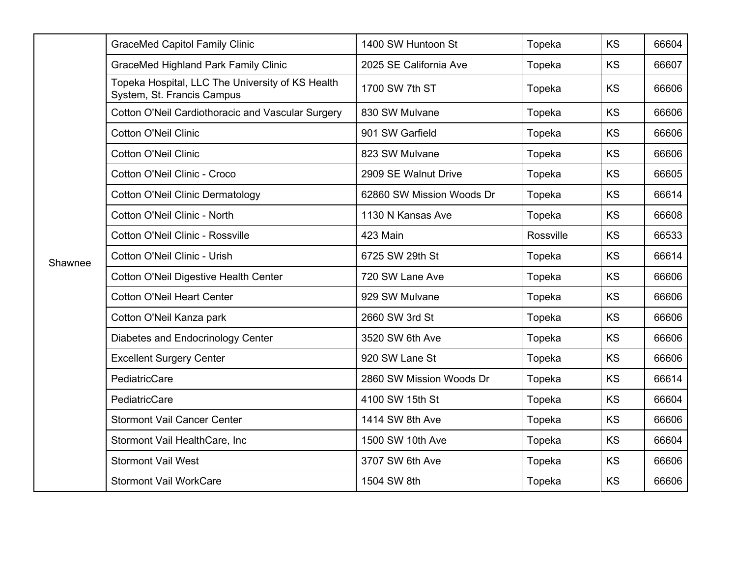| | | | | | |
|---|---|---|---|---|---|
| Shawnee | GraceMed Capitol Family Clinic | 1400 SW Huntoon St | Topeka | KS | 66604 |
| | GraceMed Highland Park Family Clinic | 2025 SE California Ave | Topeka | KS | 66607 |
| | Topeka Hospital, LLC The University of KS Health System, St. Francis Campus | 1700 SW 7th ST | Topeka | KS | 66606 |
| | Cotton O'Neil Cardiothoracic and Vascular Surgery | 830 SW Mulvane | Topeka | KS | 66606 |
| | Cotton O'Neil Clinic | 901 SW Garfield | Topeka | KS | 66606 |
| | Cotton O'Neil Clinic | 823 SW Mulvane | Topeka | KS | 66606 |
| | Cotton O'Neil Clinic - Croco | 2909 SE Walnut Drive | Topeka | KS | 66605 |
| | Cotton O'Neil Clinic Dermatology | 62860 SW Mission Woods Dr | Topeka | KS | 66614 |
| | Cotton O'Neil Clinic - North | 1130 N Kansas Ave | Topeka | KS | 66608 |
| | Cotton O'Neil Clinic - Rossville | 423 Main | Rossville | KS | 66533 |
| | Cotton O'Neil Clinic - Urish | 6725 SW 29th St | Topeka | KS | 66614 |
| | Cotton O'Neil Digestive Health Center | 720 SW Lane Ave | Topeka | KS | 66606 |
| | Cotton O'Neil Heart Center | 929 SW Mulvane | Topeka | KS | 66606 |
| | Cotton O'Neil Kanza park | 2660 SW 3rd St | Topeka | KS | 66606 |
| | Diabetes and Endocrinology Center | 3520 SW 6th Ave | Topeka | KS | 66606 |
| | Excellent Surgery Center | 920 SW Lane St | Topeka | KS | 66606 |
| | PediatricCare | 2860 SW Mission Woods Dr | Topeka | KS | 66614 |
| | PediatricCare | 4100 SW 15th St | Topeka | KS | 66604 |
| | Stormont Vail Cancer Center | 1414 SW 8th Ave | Topeka | KS | 66606 |
| | Stormont Vail HealthCare, Inc | 1500 SW 10th Ave | Topeka | KS | 66604 |
| | Stormont Vail West | 3707 SW 6th Ave | Topeka | KS | 66606 |
| | Stormont Vail WorkCare | 1504 SW 8th | Topeka | KS | 66606 |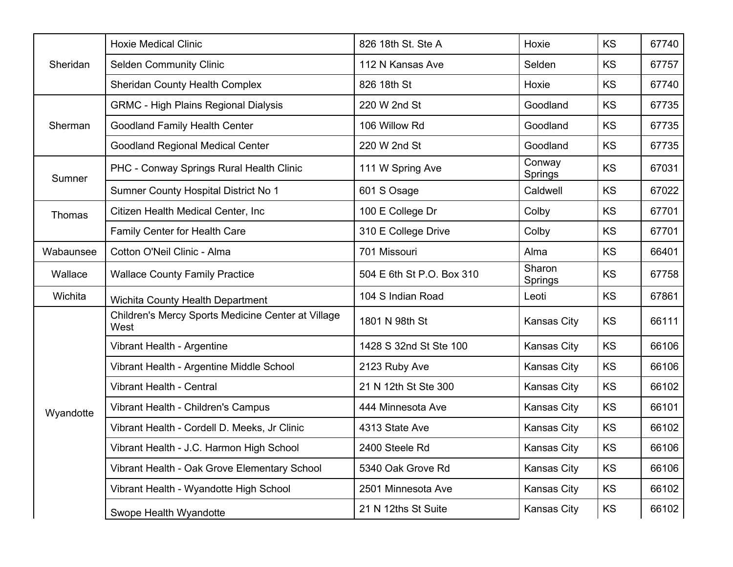| | | | | | |
|---|---|---|---|---|---|
| Sheridan | Hoxie Medical Clinic | 826 18th St. Ste A | Hoxie | KS | 67740 |
| | Selden Community Clinic | 112 N Kansas Ave | Selden | KS | 67757 |
| | Sheridan County Health Complex | 826 18th St | Hoxie | KS | 67740 |
| Sherman | GRMC - High Plains Regional Dialysis | 220 W 2nd St | Goodland | KS | 67735 |
| | Goodland Family Health Center | 106 Willow Rd | Goodland | KS | 67735 |
| | Goodland Regional Medical Center | 220 W 2nd St | Goodland | KS | 67735 |
| Sumner | PHC - Conway Springs Rural Health Clinic | 111 W Spring Ave | Conway Springs | KS | 67031 |
| | Sumner County Hospital District No 1 | 601 S Osage | Caldwell | KS | 67022 |
| Thomas | Citizen Health Medical Center, Inc | 100 E College Dr | Colby | KS | 67701 |
| | Family Center for Health Care | 310 E College Drive | Colby | KS | 67701 |
| Wabaunsee | Cotton O'Neil Clinic - Alma | 701 Missouri | Alma | KS | 66401 |
| Wallace | Wallace County Family Practice | 504 E 6th St P.O. Box 310 | Sharon Springs | KS | 67758 |
| Wichita | Wichita County Health Department | 104 S Indian Road | Leoti | KS | 67861 |
| Wyandotte | Children's Mercy Sports Medicine Center at Village West | 1801 N 98th St | Kansas City | KS | 66111 |
| | Vibrant Health - Argentine | 1428 S 32nd St Ste 100 | Kansas City | KS | 66106 |
| | Vibrant Health - Argentine Middle School | 2123 Ruby Ave | Kansas City | KS | 66106 |
| | Vibrant Health - Central | 21 N 12th St Ste 300 | Kansas City | KS | 66102 |
| | Vibrant Health - Children's Campus | 444 Minnesota Ave | Kansas City | KS | 66101 |
| | Vibrant Health - Cordell D. Meeks, Jr Clinic | 4313 State Ave | Kansas City | KS | 66102 |
| | Vibrant Health - J.C. Harmon High School | 2400 Steele Rd | Kansas City | KS | 66106 |
| | Vibrant Health - Oak Grove Elementary School | 5340 Oak Grove Rd | Kansas City | KS | 66106 |
| | Vibrant Health - Wyandotte High School | 2501 Minnesota Ave | Kansas City | KS | 66102 |
| | Swope Health Wyandotte | 21 N 12ths St Suite | Kansas City | KS | 66102 |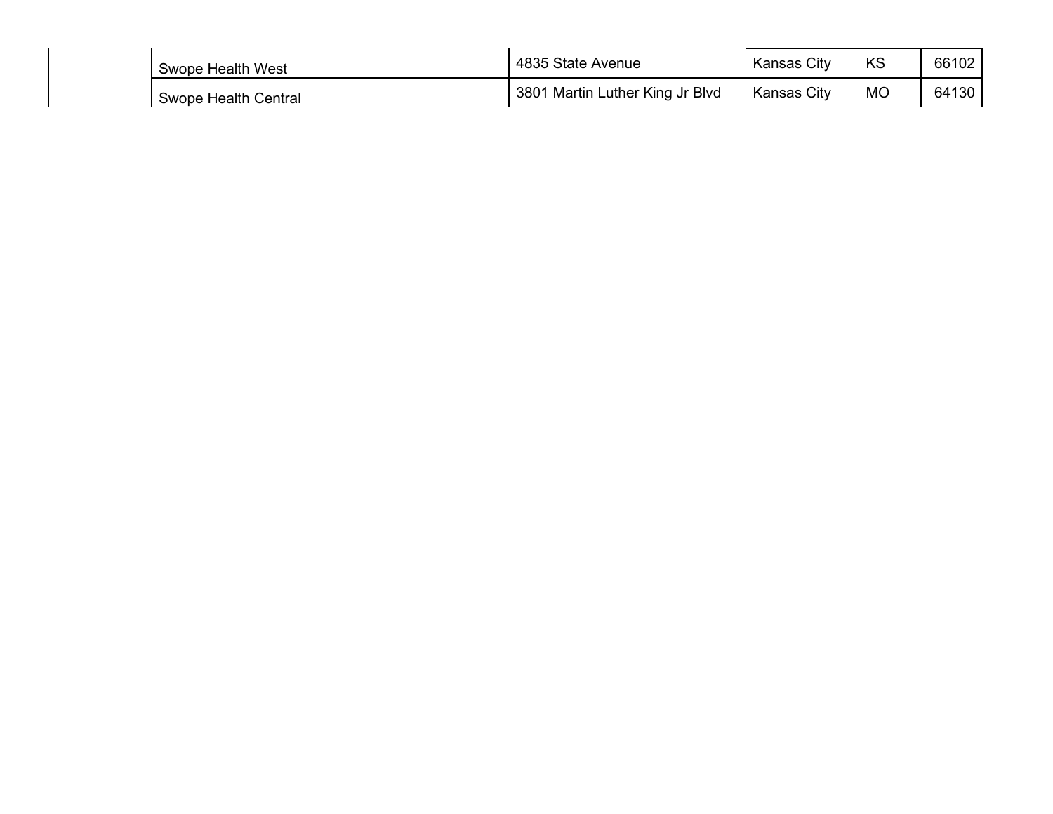| | | | | | |
|---|---|---|---|---|---|
| | Swope Health West | 4835 State Avenue | Kansas City | KS | 66102 |
| | Swope Health Central | 3801 Martin Luther King Jr Blvd | Kansas City | MO | 64130 |